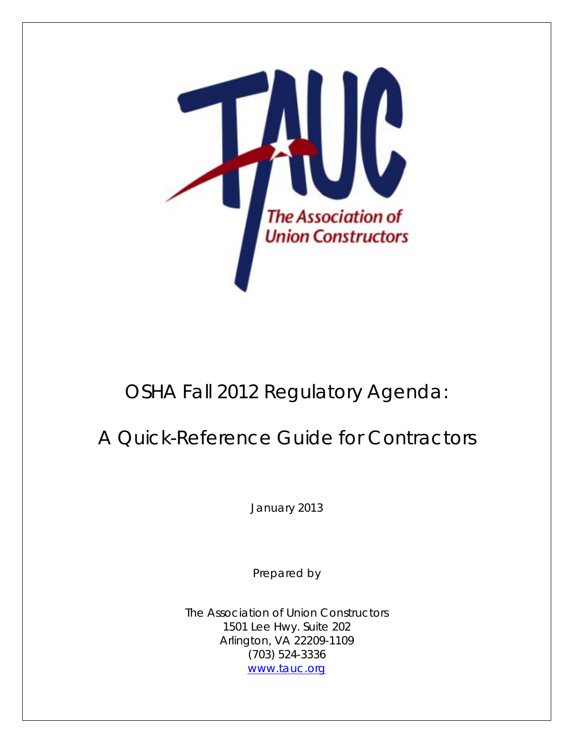# OSHA Fall 2012 Regulatory Agenda:

# A Quick-Reference Guide for Contractors

January 2013

Prepared by

The Association of Union Constructors
1501 Lee Hwy. Suite 202
Arlington, VA 22209-1109
(703) 524-3336
www.tauc.org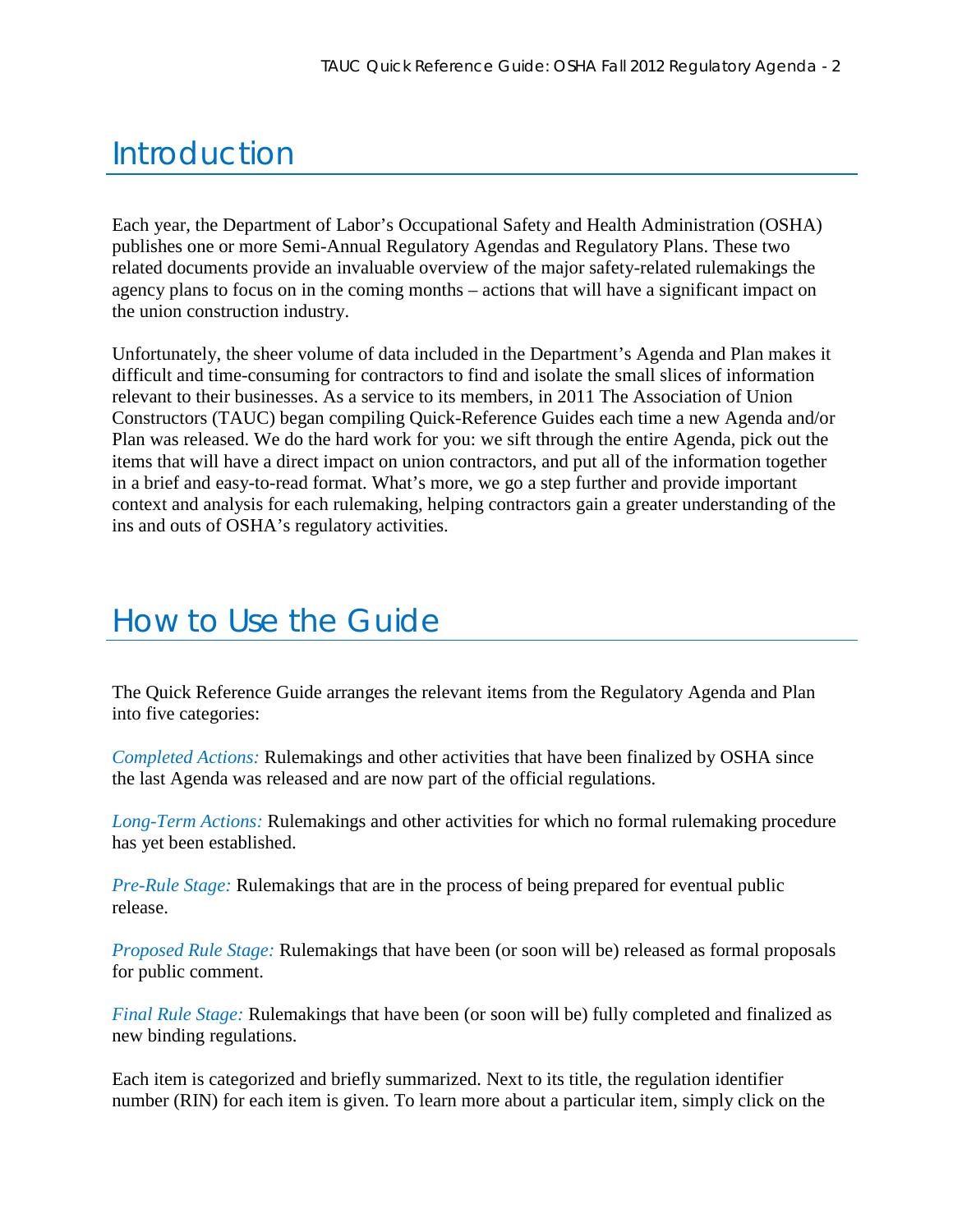# Introduction

Each year, the Department of Labor's Occupational Safety and Health Administration (OSHA) publishes one or more Semi-Annual Regulatory Agendas and Regulatory Plans. These two related documents provide an invaluable overview of the major safety-related rulemakings the agency plans to focus on in the coming months – actions that will have a significant impact on the union construction industry.

Unfortunately, the sheer volume of data included in the Department's Agenda and Plan makes it difficult and time-consuming for contractors to find and isolate the small slices of information relevant to their businesses. As a service to its members, in 2011 The Association of Union Constructors (TAUC) began compiling Quick-Reference Guides each time a new Agenda and/or Plan was released. We do the hard work for you: we sift through the entire Agenda, pick out the items that will have a direct impact on union contractors, and put all of the information together in a brief and easy-to-read format. What's more, we go a step further and provide important context and analysis for each rulemaking, helping contractors gain a greater understanding of the ins and outs of OSHA's regulatory activities.

# How to Use the Guide

The Quick Reference Guide arranges the relevant items from the Regulatory Agenda and Plan into five categories:

*Completed Actions:* Rulemakings and other activities that have been finalized by OSHA since the last Agenda was released and are now part of the official regulations.

*Long-Term Actions:* Rulemakings and other activities for which no formal rulemaking procedure has yet been established.

*Pre-Rule Stage:* Rulemakings that are in the process of being prepared for eventual public release.

*Proposed Rule Stage:* Rulemakings that have been (or soon will be) released as formal proposals for public comment.

*Final Rule Stage:* Rulemakings that have been (or soon will be) fully completed and finalized as new binding regulations.

Each item is categorized and briefly summarized. Next to its title, the regulation identifier number (RIN) for each item is given. To learn more about a particular item, simply click on the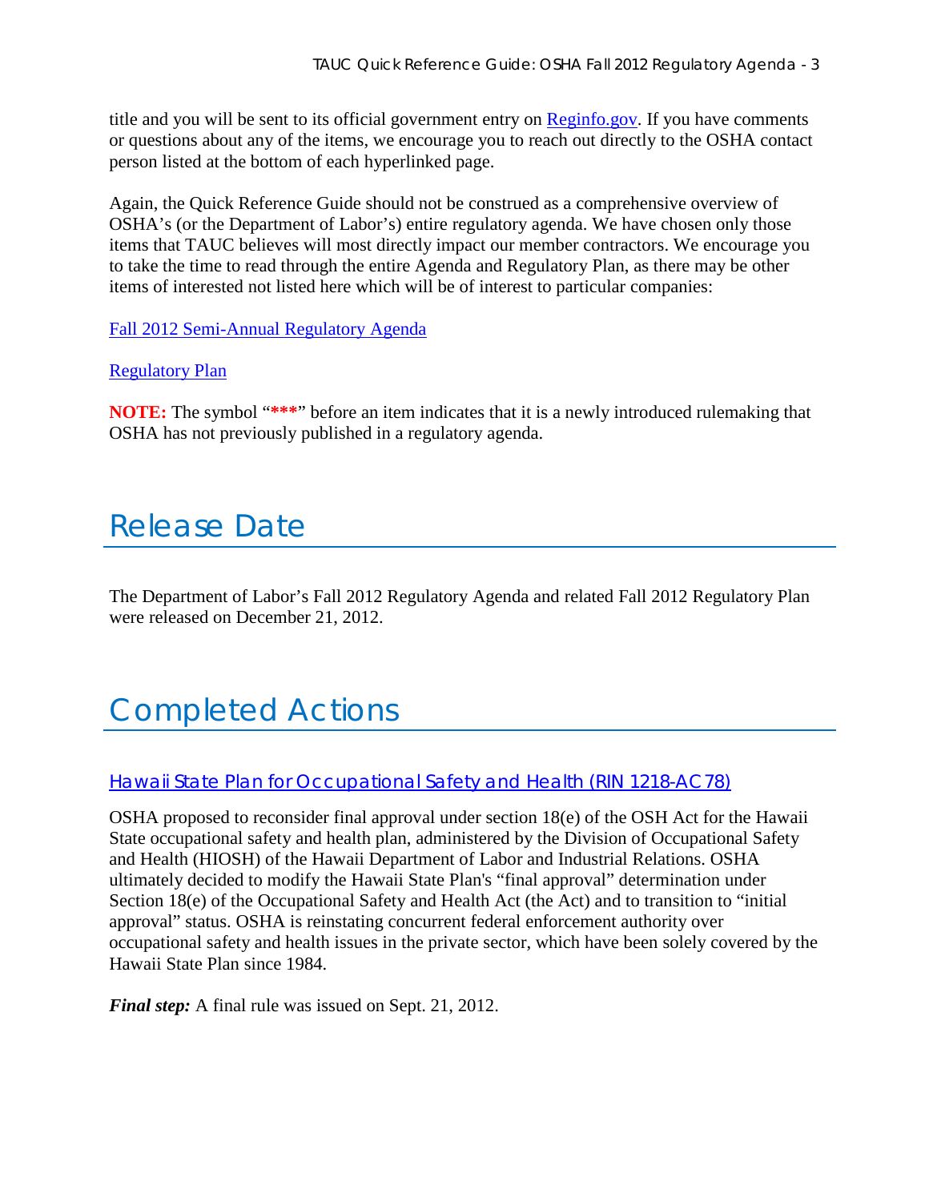title and you will be sent to its official government entry on Reginfo.gov. If you have comments or questions about any of the items, we encourage you to reach out directly to the OSHA contact person listed at the bottom of each hyperlinked page.

Again, the Quick Reference Guide should not be construed as a comprehensive overview of OSHA's (or the Department of Labor's) entire regulatory agenda. We have chosen only those items that TAUC believes will most directly impact our member contractors. We encourage you to take the time to read through the entire Agenda and Regulatory Plan, as there may be other items of interested not listed here which will be of interest to particular companies:

Fall 2012 Semi-Annual Regulatory Agenda

Regulatory Plan

**NOTE:** The symbol "*****" before an item indicates that it is a newly introduced rulemaking that OSHA has not previously published in a regulatory agenda.

# Release Date

The Department of Labor's Fall 2012 Regulatory Agenda and related Fall 2012 Regulatory Plan were released on December 21, 2012.

# Completed Actions

### Hawaii State Plan for Occupational Safety and Health (RIN 1218-AC78)

OSHA proposed to reconsider final approval under section 18(e) of the OSH Act for the Hawaii State occupational safety and health plan, administered by the Division of Occupational Safety and Health (HIOSH) of the Hawaii Department of Labor and Industrial Relations. OSHA ultimately decided to modify the Hawaii State Plan's "final approval" determination under Section 18(e) of the Occupational Safety and Health Act (the Act) and to transition to "initial approval" status. OSHA is reinstating concurrent federal enforcement authority over occupational safety and health issues in the private sector, which have been solely covered by the Hawaii State Plan since 1984.

***Final step:*** A final rule was issued on Sept. 21, 2012.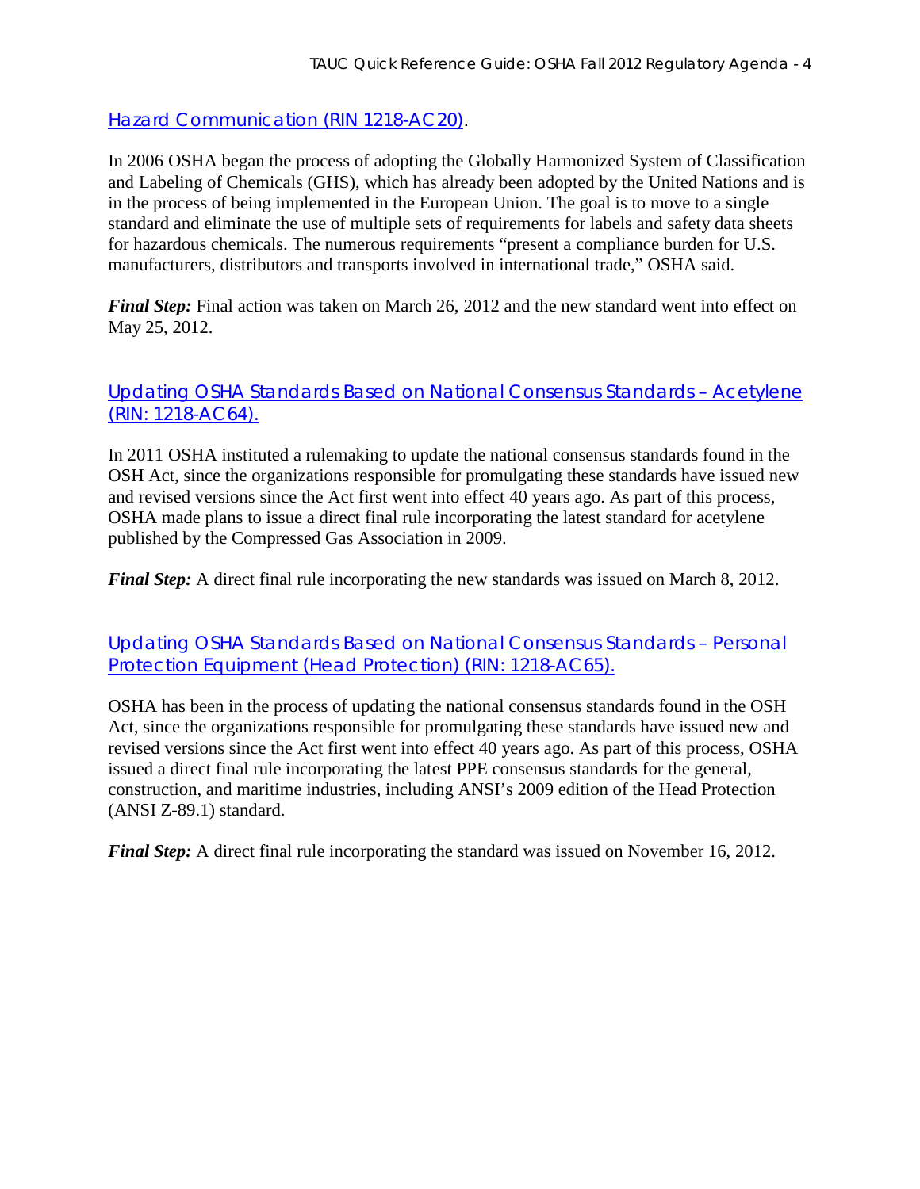## Hazard Communication (RIN 1218-AC20).

In 2006 OSHA began the process of adopting the Globally Harmonized System of Classification and Labeling of Chemicals (GHS), which has already been adopted by the United Nations and is in the process of being implemented in the European Union. The goal is to move to a single standard and eliminate the use of multiple sets of requirements for labels and safety data sheets for hazardous chemicals. The numerous requirements "present a compliance burden for U.S. manufacturers, distributors and transports involved in international trade," OSHA said.

***Final Step:*** Final action was taken on March 26, 2012 and the new standard went into effect on May 25, 2012.

## Updating OSHA Standards Based on National Consensus Standards – Acetylene (RIN: 1218-AC64).

In 2011 OSHA instituted a rulemaking to update the national consensus standards found in the OSH Act, since the organizations responsible for promulgating these standards have issued new and revised versions since the Act first went into effect 40 years ago. As part of this process, OSHA made plans to issue a direct final rule incorporating the latest standard for acetylene published by the Compressed Gas Association in 2009.

***Final Step:*** A direct final rule incorporating the new standards was issued on March 8, 2012.

## Updating OSHA Standards Based on National Consensus Standards – Personal Protection Equipment (Head Protection) (RIN: 1218-AC65).

OSHA has been in the process of updating the national consensus standards found in the OSH Act, since the organizations responsible for promulgating these standards have issued new and revised versions since the Act first went into effect 40 years ago. As part of this process, OSHA issued a direct final rule incorporating the latest PPE consensus standards for the general, construction, and maritime industries, including ANSI's 2009 edition of the Head Protection (ANSI Z-89.1) standard.

***Final Step:*** A direct final rule incorporating the standard was issued on November 16, 2012.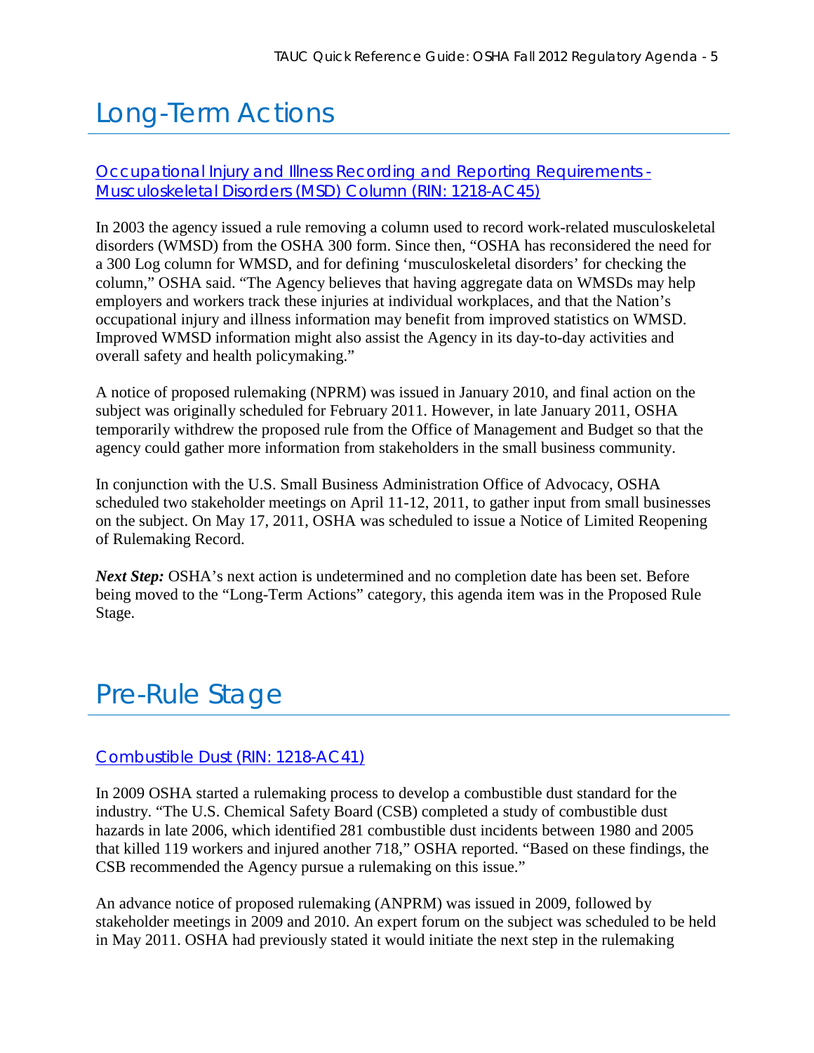# Long-Term Actions

## Occupational Injury and Illness Recording and Reporting Requirements - Musculoskeletal Disorders (MSD) Column (RIN: 1218-AC45)

In 2003 the agency issued a rule removing a column used to record work-related musculoskeletal disorders (WMSD) from the OSHA 300 form. Since then, "OSHA has reconsidered the need for a 300 Log column for WMSD, and for defining 'musculoskeletal disorders' for checking the column," OSHA said. "The Agency believes that having aggregate data on WMSDs may help employers and workers track these injuries at individual workplaces, and that the Nation's occupational injury and illness information may benefit from improved statistics on WMSD. Improved WMSD information might also assist the Agency in its day-to-day activities and overall safety and health policymaking."

A notice of proposed rulemaking (NPRM) was issued in January 2010, and final action on the subject was originally scheduled for February 2011. However, in late January 2011, OSHA temporarily withdrew the proposed rule from the Office of Management and Budget so that the agency could gather more information from stakeholders in the small business community.

In conjunction with the U.S. Small Business Administration Office of Advocacy, OSHA scheduled two stakeholder meetings on April 11-12, 2011, to gather input from small businesses on the subject. On May 17, 2011, OSHA was scheduled to issue a Notice of Limited Reopening of Rulemaking Record.

***Next Step:*** OSHA's next action is undetermined and no completion date has been set. Before being moved to the "Long-Term Actions" category, this agenda item was in the Proposed Rule Stage.

# Pre-Rule Stage

## Combustible Dust (RIN: 1218-AC41)

In 2009 OSHA started a rulemaking process to develop a combustible dust standard for the industry. "The U.S. Chemical Safety Board (CSB) completed a study of combustible dust hazards in late 2006, which identified 281 combustible dust incidents between 1980 and 2005 that killed 119 workers and injured another 718," OSHA reported. "Based on these findings, the CSB recommended the Agency pursue a rulemaking on this issue."

An advance notice of proposed rulemaking (ANPRM) was issued in 2009, followed by stakeholder meetings in 2009 and 2010. An expert forum on the subject was scheduled to be held in May 2011. OSHA had previously stated it would initiate the next step in the rulemaking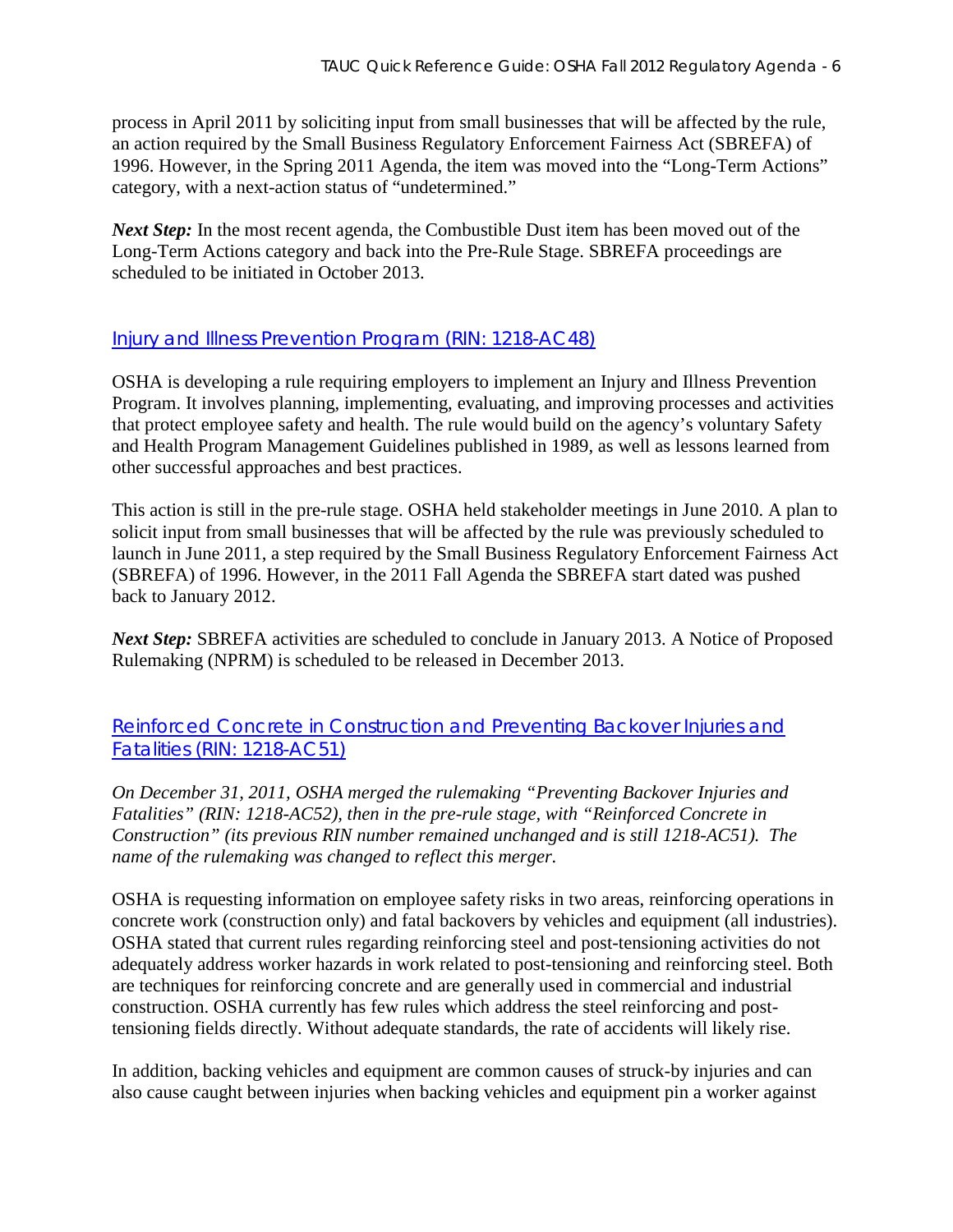process in April 2011 by soliciting input from small businesses that will be affected by the rule, an action required by the Small Business Regulatory Enforcement Fairness Act (SBREFA) of 1996. However, in the Spring 2011 Agenda, the item was moved into the "Long-Term Actions" category, with a next-action status of "undetermined."

***Next Step:*** In the most recent agenda, the Combustible Dust item has been moved out of the Long-Term Actions category and back into the Pre-Rule Stage. SBREFA proceedings are scheduled to be initiated in October 2013.

## Injury and Illness Prevention Program (RIN: 1218-AC48)

OSHA is developing a rule requiring employers to implement an Injury and Illness Prevention Program. It involves planning, implementing, evaluating, and improving processes and activities that protect employee safety and health. The rule would build on the agency's voluntary Safety and Health Program Management Guidelines published in 1989, as well as lessons learned from other successful approaches and best practices.

This action is still in the pre-rule stage. OSHA held stakeholder meetings in June 2010. A plan to solicit input from small businesses that will be affected by the rule was previously scheduled to launch in June 2011, a step required by the Small Business Regulatory Enforcement Fairness Act (SBREFA) of 1996. However, in the 2011 Fall Agenda the SBREFA start dated was pushed back to January 2012.

***Next Step:*** SBREFA activities are scheduled to conclude in January 2013. A Notice of Proposed Rulemaking (NPRM) is scheduled to be released in December 2013.

## Reinforced Concrete in Construction and Preventing Backover Injuries and Fatalities (RIN: 1218-AC51)

*On December 31, 2011, OSHA merged the rulemaking "Preventing Backover Injuries and Fatalities" (RIN: 1218-AC52), then in the pre-rule stage, with "Reinforced Concrete in Construction" (its previous RIN number remained unchanged and is still 1218-AC51). The name of the rulemaking was changed to reflect this merger.*

OSHA is requesting information on employee safety risks in two areas, reinforcing operations in concrete work (construction only) and fatal backovers by vehicles and equipment (all industries). OSHA stated that current rules regarding reinforcing steel and post-tensioning activities do not adequately address worker hazards in work related to post-tensioning and reinforcing steel. Both are techniques for reinforcing concrete and are generally used in commercial and industrial construction. OSHA currently has few rules which address the steel reinforcing and post-tensioning fields directly. Without adequate standards, the rate of accidents will likely rise.

In addition, backing vehicles and equipment are common causes of struck-by injuries and can also cause caught between injuries when backing vehicles and equipment pin a worker against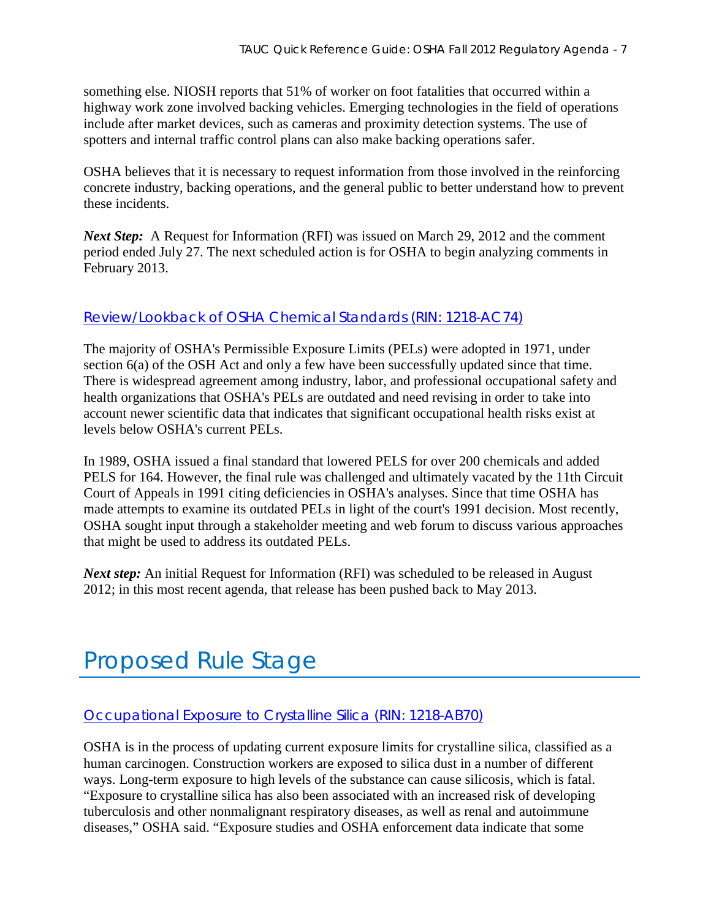something else. NIOSH reports that 51% of worker on foot fatalities that occurred within a highway work zone involved backing vehicles. Emerging technologies in the field of operations include after market devices, such as cameras and proximity detection systems. The use of spotters and internal traffic control plans can also make backing operations safer.

OSHA believes that it is necessary to request information from those involved in the reinforcing concrete industry, backing operations, and the general public to better understand how to prevent these incidents.

***Next Step:*** A Request for Information (RFI) was issued on March 29, 2012 and the comment period ended July 27. The next scheduled action is for OSHA to begin analyzing comments in February 2013.

### Review/Lookback of OSHA Chemical Standards (RIN: 1218-AC74)

The majority of OSHA's Permissible Exposure Limits (PELs) were adopted in 1971, under section 6(a) of the OSH Act and only a few have been successfully updated since that time. There is widespread agreement among industry, labor, and professional occupational safety and health organizations that OSHA's PELs are outdated and need revising in order to take into account newer scientific data that indicates that significant occupational health risks exist at levels below OSHA's current PELs.

In 1989, OSHA issued a final standard that lowered PELS for over 200 chemicals and added PELS for 164. However, the final rule was challenged and ultimately vacated by the 11th Circuit Court of Appeals in 1991 citing deficiencies in OSHA's analyses. Since that time OSHA has made attempts to examine its outdated PELs in light of the court's 1991 decision. Most recently, OSHA sought input through a stakeholder meeting and web forum to discuss various approaches that might be used to address its outdated PELs.

***Next step:*** An initial Request for Information (RFI) was scheduled to be released in August 2012; in this most recent agenda, that release has been pushed back to May 2013.

## Proposed Rule Stage

### Occupational Exposure to Crystalline Silica (RIN: 1218-AB70)

OSHA is in the process of updating current exposure limits for crystalline silica, classified as a human carcinogen. Construction workers are exposed to silica dust in a number of different ways. Long-term exposure to high levels of the substance can cause silicosis, which is fatal. “Exposure to crystalline silica has also been associated with an increased risk of developing tuberculosis and other nonmalignant respiratory diseases, as well as renal and autoimmune diseases,” OSHA said. “Exposure studies and OSHA enforcement data indicate that some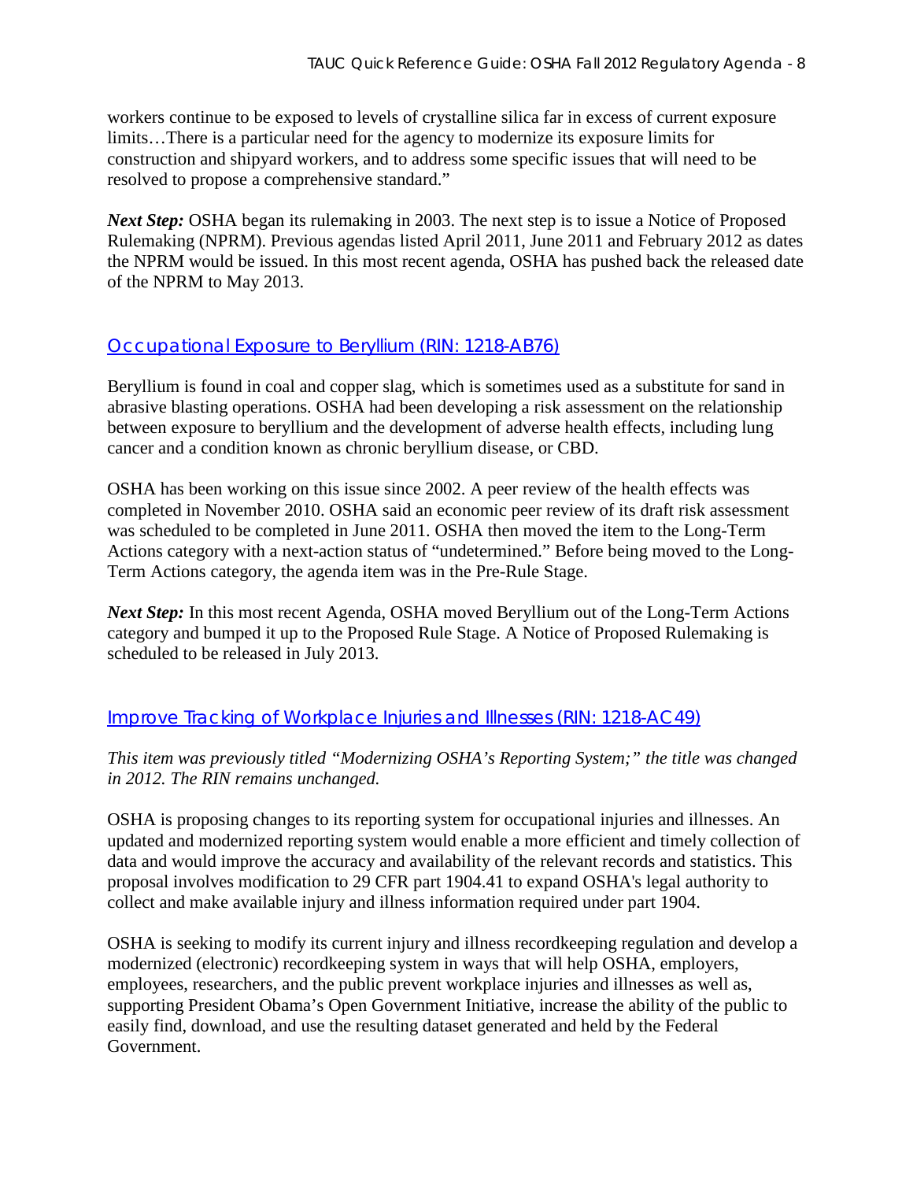workers continue to be exposed to levels of crystalline silica far in excess of current exposure limits…There is a particular need for the agency to modernize its exposure limits for construction and shipyard workers, and to address some specific issues that will need to be resolved to propose a comprehensive standard."

***Next Step:*** OSHA began its rulemaking in 2003. The next step is to issue a Notice of Proposed Rulemaking (NPRM). Previous agendas listed April 2011, June 2011 and February 2012 as dates the NPRM would be issued. In this most recent agenda, OSHA has pushed back the released date of the NPRM to May 2013.

## Occupational Exposure to Beryllium (RIN: 1218-AB76)

Beryllium is found in coal and copper slag, which is sometimes used as a substitute for sand in abrasive blasting operations. OSHA had been developing a risk assessment on the relationship between exposure to beryllium and the development of adverse health effects, including lung cancer and a condition known as chronic beryllium disease, or CBD.

OSHA has been working on this issue since 2002. A peer review of the health effects was completed in November 2010. OSHA said an economic peer review of its draft risk assessment was scheduled to be completed in June 2011. OSHA then moved the item to the Long-Term Actions category with a next-action status of "undetermined." Before being moved to the Long-Term Actions category, the agenda item was in the Pre-Rule Stage.

***Next Step:*** In this most recent Agenda, OSHA moved Beryllium out of the Long-Term Actions category and bumped it up to the Proposed Rule Stage. A Notice of Proposed Rulemaking is scheduled to be released in July 2013.

## Improve Tracking of Workplace Injuries and Illnesses (RIN: 1218-AC49)

*This item was previously titled "Modernizing OSHA's Reporting System;" the title was changed in 2012. The RIN remains unchanged.*

OSHA is proposing changes to its reporting system for occupational injuries and illnesses. An updated and modernized reporting system would enable a more efficient and timely collection of data and would improve the accuracy and availability of the relevant records and statistics. This proposal involves modification to 29 CFR part 1904.41 to expand OSHA's legal authority to collect and make available injury and illness information required under part 1904.

OSHA is seeking to modify its current injury and illness recordkeeping regulation and develop a modernized (electronic) recordkeeping system in ways that will help OSHA, employers, employees, researchers, and the public prevent workplace injuries and illnesses as well as, supporting President Obama's Open Government Initiative, increase the ability of the public to easily find, download, and use the resulting dataset generated and held by the Federal Government.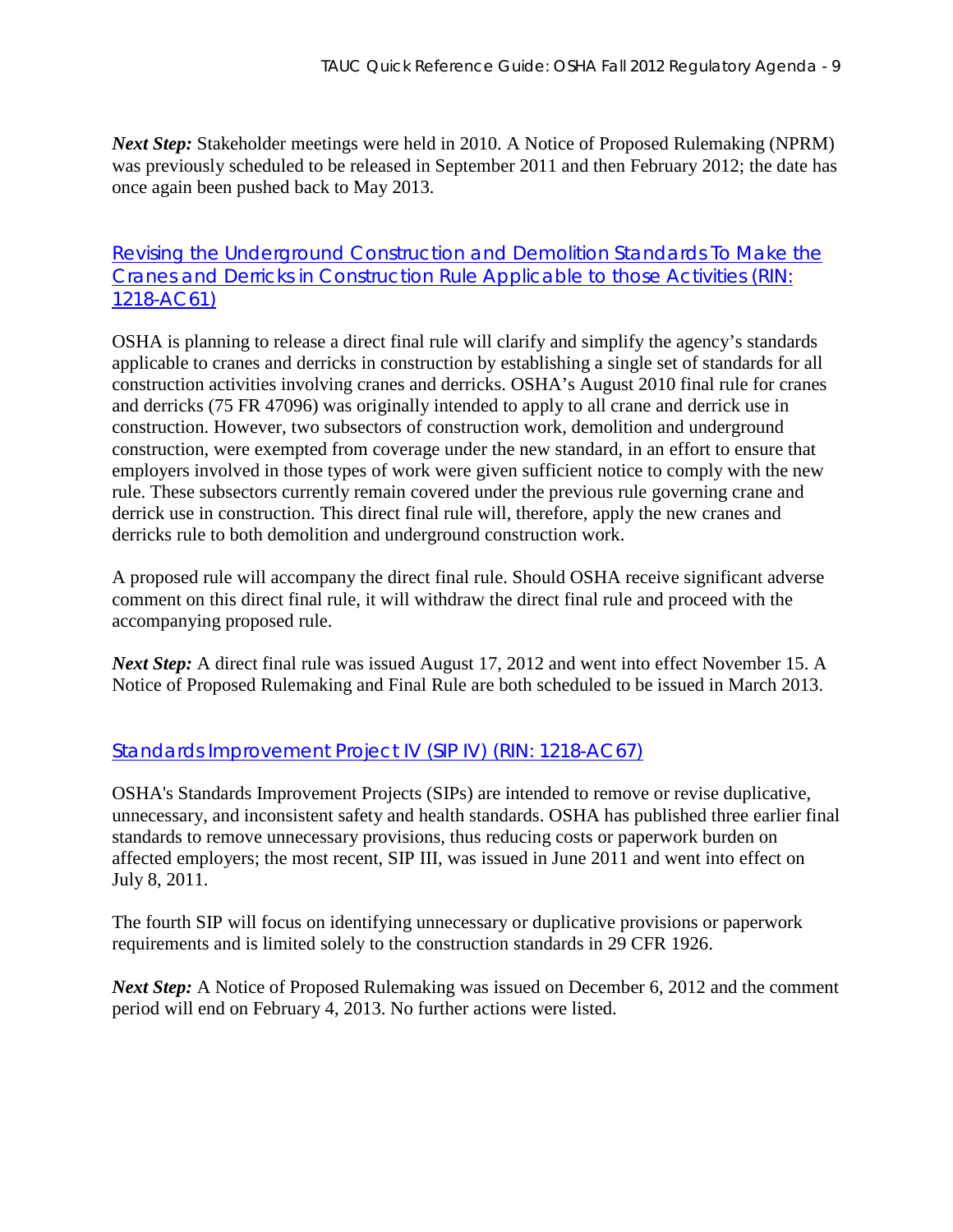***Next Step:*** Stakeholder meetings were held in 2010. A Notice of Proposed Rulemaking (NPRM) was previously scheduled to be released in September 2011 and then February 2012; the date has once again been pushed back to May 2013.

## Revising the Underground Construction and Demolition Standards To Make the Cranes and Derricks in Construction Rule Applicable to those Activities (RIN: 1218-AC61)

OSHA is planning to release a direct final rule will clarify and simplify the agency's standards applicable to cranes and derricks in construction by establishing a single set of standards for all construction activities involving cranes and derricks. OSHA's August 2010 final rule for cranes and derricks (75 FR 47096) was originally intended to apply to all crane and derrick use in construction. However, two subsectors of construction work, demolition and underground construction, were exempted from coverage under the new standard, in an effort to ensure that employers involved in those types of work were given sufficient notice to comply with the new rule. These subsectors currently remain covered under the previous rule governing crane and derrick use in construction. This direct final rule will, therefore, apply the new cranes and derricks rule to both demolition and underground construction work.

A proposed rule will accompany the direct final rule. Should OSHA receive significant adverse comment on this direct final rule, it will withdraw the direct final rule and proceed with the accompanying proposed rule.

***Next Step:*** A direct final rule was issued August 17, 2012 and went into effect November 15. A Notice of Proposed Rulemaking and Final Rule are both scheduled to be issued in March 2013.

## Standards Improvement Project IV (SIP IV) (RIN: 1218-AC67)

OSHA's Standards Improvement Projects (SIPs) are intended to remove or revise duplicative, unnecessary, and inconsistent safety and health standards. OSHA has published three earlier final standards to remove unnecessary provisions, thus reducing costs or paperwork burden on affected employers; the most recent, SIP III, was issued in June 2011 and went into effect on July 8, 2011.

The fourth SIP will focus on identifying unnecessary or duplicative provisions or paperwork requirements and is limited solely to the construction standards in 29 CFR 1926.

***Next Step:*** A Notice of Proposed Rulemaking was issued on December 6, 2012 and the comment period will end on February 4, 2013. No further actions were listed.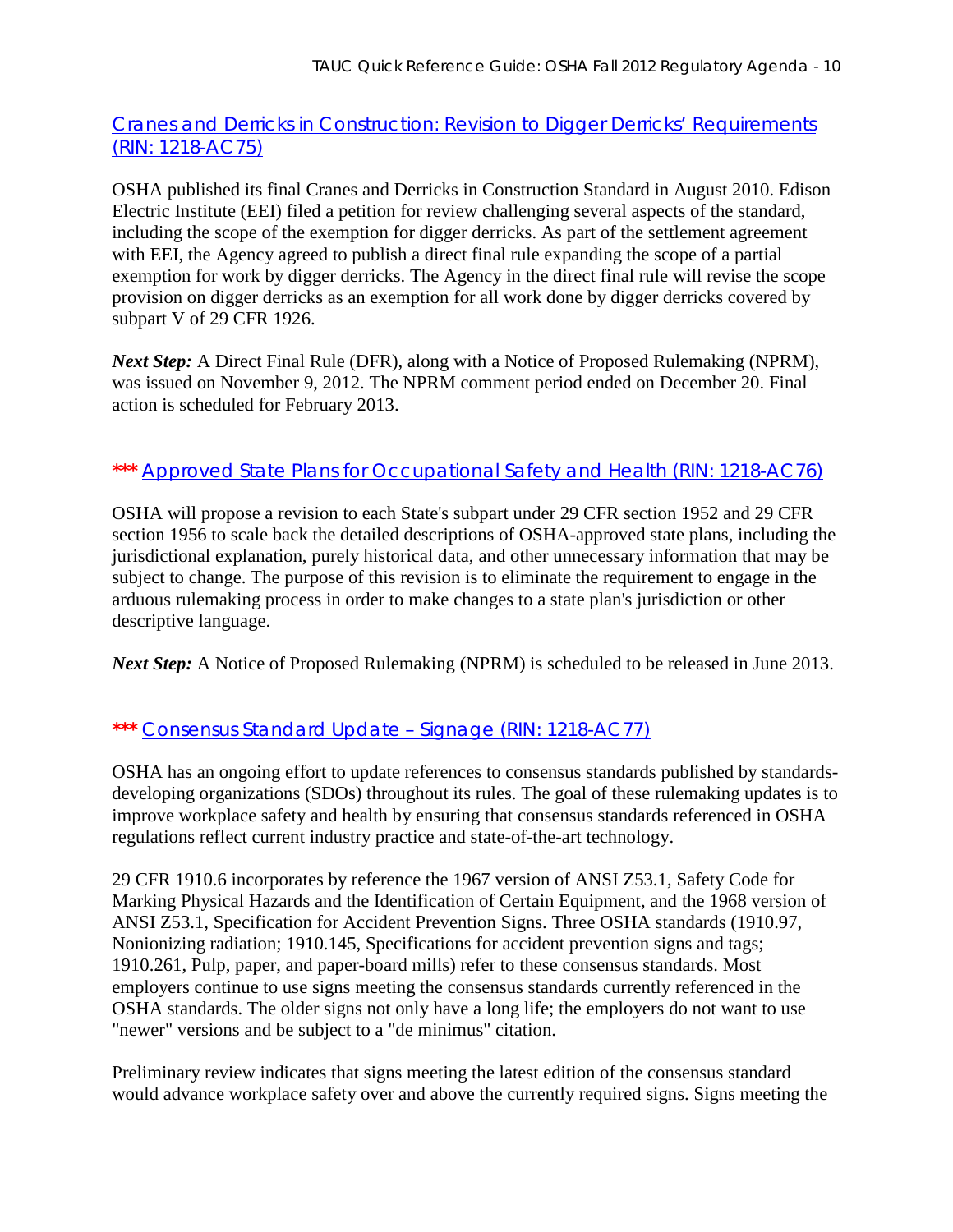## Cranes and Derricks in Construction: Revision to Digger Derricks' Requirements (RIN: 1218-AC75)

OSHA published its final Cranes and Derricks in Construction Standard in August 2010. Edison Electric Institute (EEI) filed a petition for review challenging several aspects of the standard, including the scope of the exemption for digger derricks. As part of the settlement agreement with EEI, the Agency agreed to publish a direct final rule expanding the scope of a partial exemption for work by digger derricks. The Agency in the direct final rule will revise the scope provision on digger derricks as an exemption for all work done by digger derricks covered by subpart V of 29 CFR 1926.

***Next Step:*** A Direct Final Rule (DFR), along with a Notice of Proposed Rulemaking (NPRM), was issued on November 9, 2012. The NPRM comment period ended on December 20. Final action is scheduled for February 2013.

## *** Approved State Plans for Occupational Safety and Health (RIN: 1218-AC76)

OSHA will propose a revision to each State's subpart under 29 CFR section 1952 and 29 CFR section 1956 to scale back the detailed descriptions of OSHA-approved state plans, including the jurisdictional explanation, purely historical data, and other unnecessary information that may be subject to change. The purpose of this revision is to eliminate the requirement to engage in the arduous rulemaking process in order to make changes to a state plan's jurisdiction or other descriptive language.

***Next Step:*** A Notice of Proposed Rulemaking (NPRM) is scheduled to be released in June 2013.

## *** Consensus Standard Update – Signage (RIN: 1218-AC77)

OSHA has an ongoing effort to update references to consensus standards published by standards-developing organizations (SDOs) throughout its rules. The goal of these rulemaking updates is to improve workplace safety and health by ensuring that consensus standards referenced in OSHA regulations reflect current industry practice and state-of-the-art technology.

29 CFR 1910.6 incorporates by reference the 1967 version of ANSI Z53.1, Safety Code for Marking Physical Hazards and the Identification of Certain Equipment, and the 1968 version of ANSI Z53.1, Specification for Accident Prevention Signs. Three OSHA standards (1910.97, Nonionizing radiation; 1910.145, Specifications for accident prevention signs and tags; 1910.261, Pulp, paper, and paper-board mills) refer to these consensus standards. Most employers continue to use signs meeting the consensus standards currently referenced in the OSHA standards. The older signs not only have a long life; the employers do not want to use "newer" versions and be subject to a "de minimus" citation.

Preliminary review indicates that signs meeting the latest edition of the consensus standard would advance workplace safety over and above the currently required signs. Signs meeting the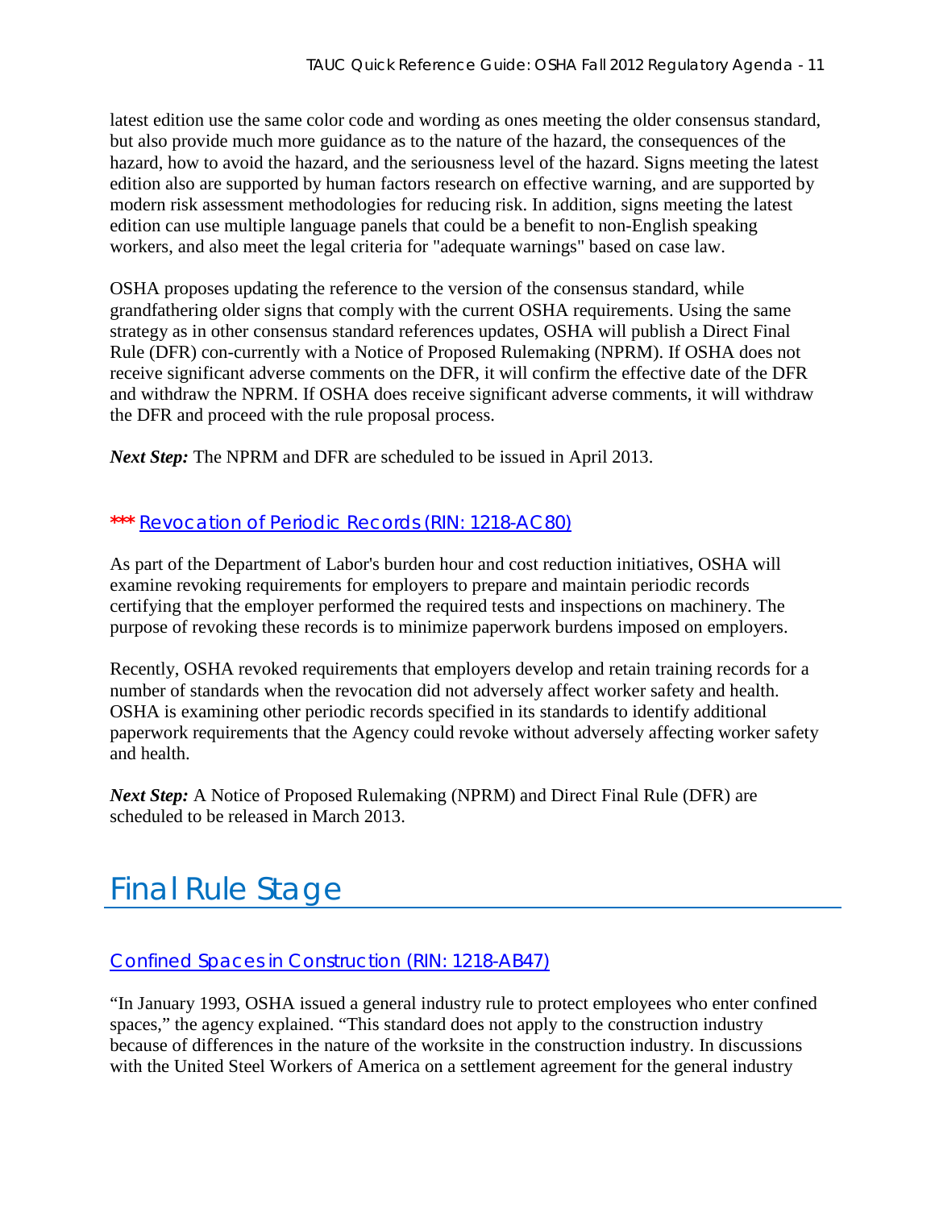latest edition use the same color code and wording as ones meeting the older consensus standard, but also provide much more guidance as to the nature of the hazard, the consequences of the hazard, how to avoid the hazard, and the seriousness level of the hazard. Signs meeting the latest edition also are supported by human factors research on effective warning, and are supported by modern risk assessment methodologies for reducing risk. In addition, signs meeting the latest edition can use multiple language panels that could be a benefit to non-English speaking workers, and also meet the legal criteria for "adequate warnings" based on case law.

OSHA proposes updating the reference to the version of the consensus standard, while grandfathering older signs that comply with the current OSHA requirements. Using the same strategy as in other consensus standard references updates, OSHA will publish a Direct Final Rule (DFR) con-currently with a Notice of Proposed Rulemaking (NPRM). If OSHA does not receive significant adverse comments on the DFR, it will confirm the effective date of the DFR and withdraw the NPRM. If OSHA does receive significant adverse comments, it will withdraw the DFR and proceed with the rule proposal process.

***Next Step:*** The NPRM and DFR are scheduled to be issued in April 2013.

### *** Revocation of Periodic Records (RIN: 1218-AC80)

As part of the Department of Labor's burden hour and cost reduction initiatives, OSHA will examine revoking requirements for employers to prepare and maintain periodic records certifying that the employer performed the required tests and inspections on machinery. The purpose of revoking these records is to minimize paperwork burdens imposed on employers.

Recently, OSHA revoked requirements that employers develop and retain training records for a number of standards when the revocation did not adversely affect worker safety and health. OSHA is examining other periodic records specified in its standards to identify additional paperwork requirements that the Agency could revoke without adversely affecting worker safety and health.

***Next Step:*** A Notice of Proposed Rulemaking (NPRM) and Direct Final Rule (DFR) are scheduled to be released in March 2013.

## Final Rule Stage

### Confined Spaces in Construction (RIN: 1218-AB47)

"In January 1993, OSHA issued a general industry rule to protect employees who enter confined spaces," the agency explained. "This standard does not apply to the construction industry because of differences in the nature of the worksite in the construction industry. In discussions with the United Steel Workers of America on a settlement agreement for the general industry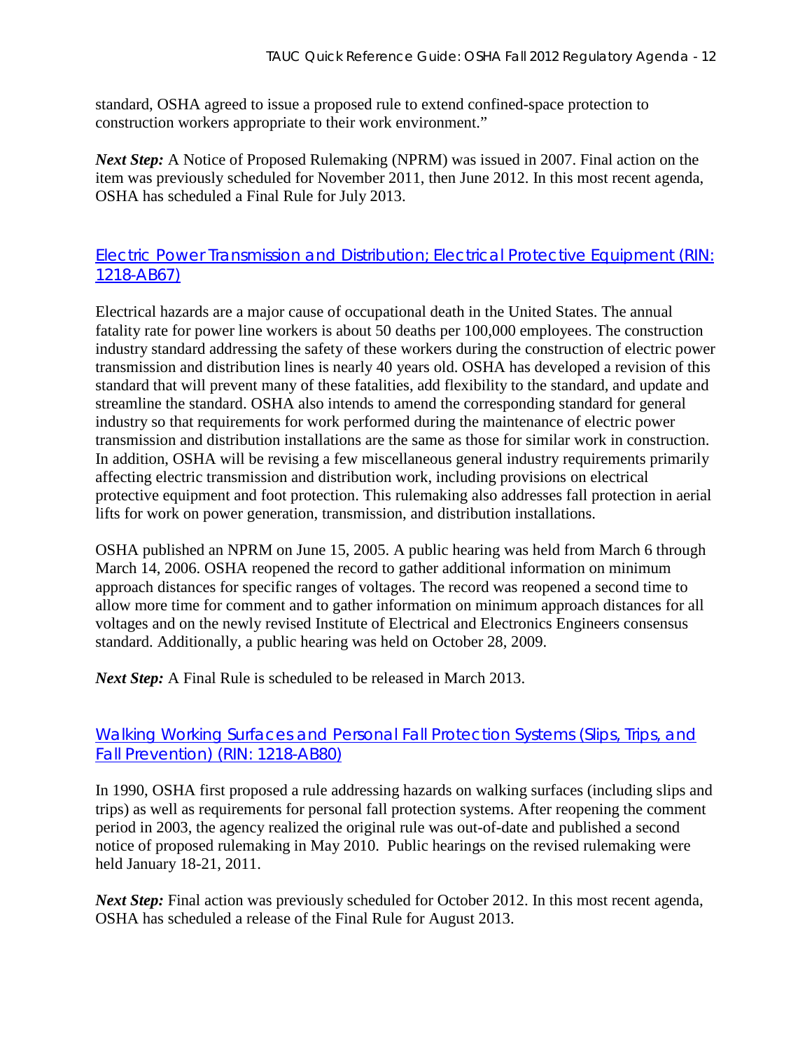standard, OSHA agreed to issue a proposed rule to extend confined-space protection to construction workers appropriate to their work environment."

***Next Step:*** A Notice of Proposed Rulemaking (NPRM) was issued in 2007. Final action on the item was previously scheduled for November 2011, then June 2012. In this most recent agenda, OSHA has scheduled a Final Rule for July 2013.

## Electric Power Transmission and Distribution; Electrical Protective Equipment (RIN: 1218-AB67)

Electrical hazards are a major cause of occupational death in the United States. The annual fatality rate for power line workers is about 50 deaths per 100,000 employees. The construction industry standard addressing the safety of these workers during the construction of electric power transmission and distribution lines is nearly 40 years old. OSHA has developed a revision of this standard that will prevent many of these fatalities, add flexibility to the standard, and update and streamline the standard. OSHA also intends to amend the corresponding standard for general industry so that requirements for work performed during the maintenance of electric power transmission and distribution installations are the same as those for similar work in construction. In addition, OSHA will be revising a few miscellaneous general industry requirements primarily affecting electric transmission and distribution work, including provisions on electrical protective equipment and foot protection. This rulemaking also addresses fall protection in aerial lifts for work on power generation, transmission, and distribution installations.

OSHA published an NPRM on June 15, 2005. A public hearing was held from March 6 through March 14, 2006. OSHA reopened the record to gather additional information on minimum approach distances for specific ranges of voltages. The record was reopened a second time to allow more time for comment and to gather information on minimum approach distances for all voltages and on the newly revised Institute of Electrical and Electronics Engineers consensus standard. Additionally, a public hearing was held on October 28, 2009.

***Next Step:*** A Final Rule is scheduled to be released in March 2013.

## Walking Working Surfaces and Personal Fall Protection Systems (Slips, Trips, and Fall Prevention) (RIN: 1218-AB80)

In 1990, OSHA first proposed a rule addressing hazards on walking surfaces (including slips and trips) as well as requirements for personal fall protection systems. After reopening the comment period in 2003, the agency realized the original rule was out-of-date and published a second notice of proposed rulemaking in May 2010. Public hearings on the revised rulemaking were held January 18-21, 2011.

***Next Step:*** Final action was previously scheduled for October 2012. In this most recent agenda, OSHA has scheduled a release of the Final Rule for August 2013.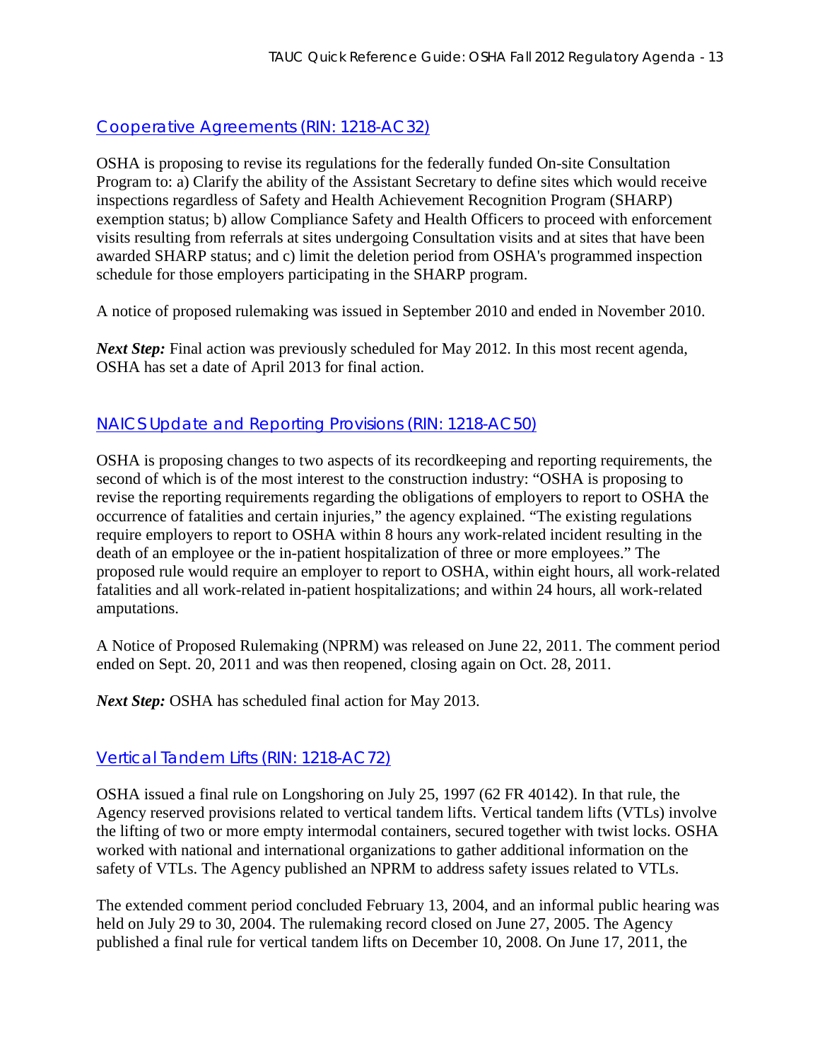## [Cooperative Agreements (RIN: 1218-AC32)]

OSHA is proposing to revise its regulations for the federally funded On-site Consultation Program to: a) Clarify the ability of the Assistant Secretary to define sites which would receive inspections regardless of Safety and Health Achievement Recognition Program (SHARP) exemption status; b) allow Compliance Safety and Health Officers to proceed with enforcement visits resulting from referrals at sites undergoing Consultation visits and at sites that have been awarded SHARP status; and c) limit the deletion period from OSHA's programmed inspection schedule for those employers participating in the SHARP program.

A notice of proposed rulemaking was issued in September 2010 and ended in November 2010.

***Next Step:*** Final action was previously scheduled for May 2012. In this most recent agenda, OSHA has set a date of April 2013 for final action.

## [NAICS Update and Reporting Provisions (RIN: 1218-AC50)]

OSHA is proposing changes to two aspects of its recordkeeping and reporting requirements, the second of which is of the most interest to the construction industry: "OSHA is proposing to revise the reporting requirements regarding the obligations of employers to report to OSHA the occurrence of fatalities and certain injuries," the agency explained. "The existing regulations require employers to report to OSHA within 8 hours any work-related incident resulting in the death of an employee or the in-patient hospitalization of three or more employees." The proposed rule would require an employer to report to OSHA, within eight hours, all work-related fatalities and all work-related in-patient hospitalizations; and within 24 hours, all work-related amputations.

A Notice of Proposed Rulemaking (NPRM) was released on June 22, 2011. The comment period ended on Sept. 20, 2011 and was then reopened, closing again on Oct. 28, 2011.

***Next Step:*** OSHA has scheduled final action for May 2013.

## [Vertical Tandem Lifts (RIN: 1218-AC72)]

OSHA issued a final rule on Longshoring on July 25, 1997 (62 FR 40142). In that rule, the Agency reserved provisions related to vertical tandem lifts. Vertical tandem lifts (VTLs) involve the lifting of two or more empty intermodal containers, secured together with twist locks. OSHA worked with national and international organizations to gather additional information on the safety of VTLs. The Agency published an NPRM to address safety issues related to VTLs.

The extended comment period concluded February 13, 2004, and an informal public hearing was held on July 29 to 30, 2004. The rulemaking record closed on June 27, 2005. The Agency published a final rule for vertical tandem lifts on December 10, 2008. On June 17, 2011, the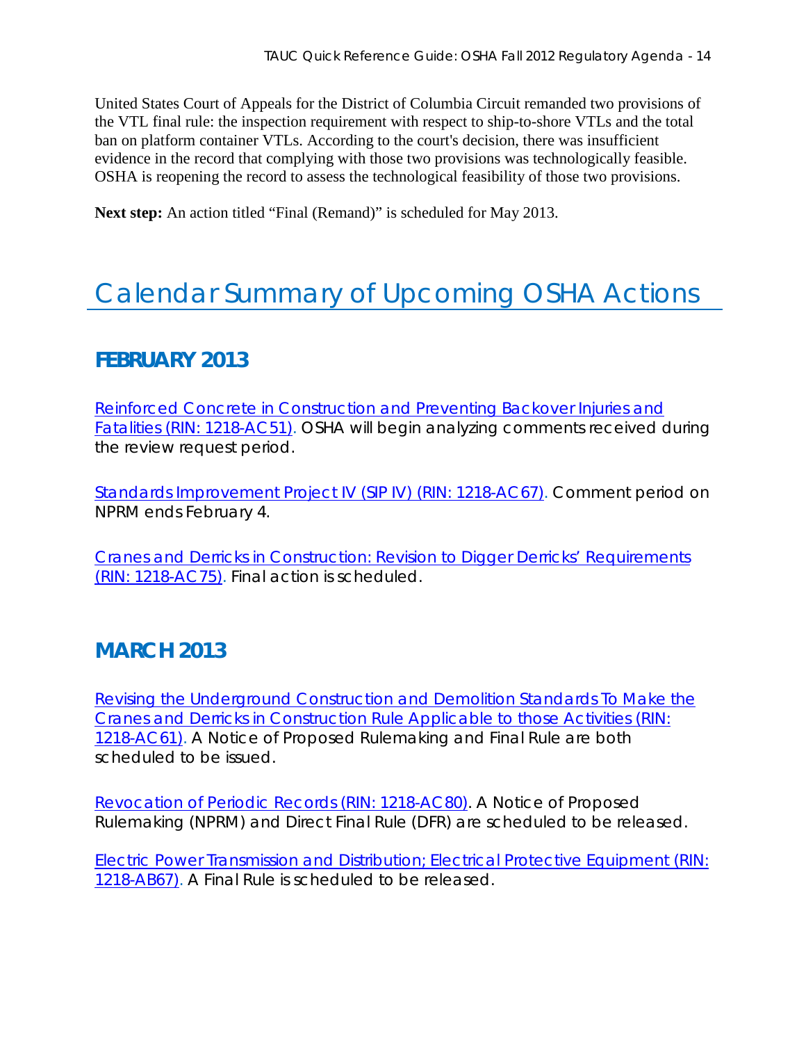United States Court of Appeals for the District of Columbia Circuit remanded two provisions of the VTL final rule: the inspection requirement with respect to ship-to-shore VTLs and the total ban on platform container VTLs. According to the court's decision, there was insufficient evidence in the record that complying with those two provisions was technologically feasible. OSHA is reopening the record to assess the technological feasibility of those two provisions.

**Next step:** An action titled "Final (Remand)" is scheduled for May 2013.

# Calendar Summary of Upcoming OSHA Actions

## FEBRUARY 2013

Reinforced Concrete in Construction and Preventing Backover Injuries and Fatalities (RIN: 1218-AC51). OSHA will begin analyzing comments received during the review request period.

Standards Improvement Project IV (SIP IV) (RIN: 1218-AC67). Comment period on NPRM ends February 4.

Cranes and Derricks in Construction: Revision to Digger Derricks' Requirements (RIN: 1218-AC75). Final action is scheduled.

## MARCH 2013

Revising the Underground Construction and Demolition Standards To Make the Cranes and Derricks in Construction Rule Applicable to those Activities (RIN: 1218-AC61). A Notice of Proposed Rulemaking and Final Rule are both scheduled to be issued.

Revocation of Periodic Records (RIN: 1218-AC80). A Notice of Proposed Rulemaking (NPRM) and Direct Final Rule (DFR) are scheduled to be released.

Electric Power Transmission and Distribution; Electrical Protective Equipment (RIN: 1218-AB67). A Final Rule is scheduled to be released.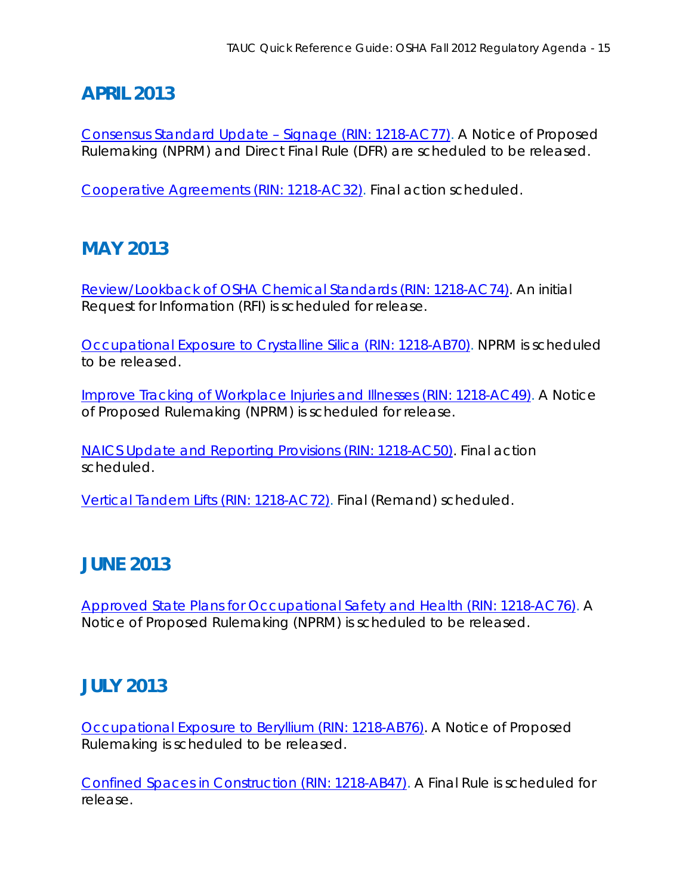## APRIL 2013

Consensus Standard Update – Signage (RIN: 1218-AC77). A Notice of Proposed Rulemaking (NPRM) and Direct Final Rule (DFR) are scheduled to be released.

Cooperative Agreements (RIN: 1218-AC32). Final action scheduled.

## MAY 2013

Review/Lookback of OSHA Chemical Standards (RIN: 1218-AC74). An initial Request for Information (RFI) is scheduled for release.

Occupational Exposure to Crystalline Silica (RIN: 1218-AB70). NPRM is scheduled to be released.

Improve Tracking of Workplace Injuries and Illnesses (RIN: 1218-AC49). A Notice of Proposed Rulemaking (NPRM) is scheduled for release.

NAICS Update and Reporting Provisions (RIN: 1218-AC50). Final action scheduled.

Vertical Tandem Lifts (RIN: 1218-AC72). Final (Remand) scheduled.

## JUNE 2013

Approved State Plans for Occupational Safety and Health (RIN: 1218-AC76). A Notice of Proposed Rulemaking (NPRM) is scheduled to be released.

## JULY 2013

Occupational Exposure to Beryllium (RIN: 1218-AB76). A Notice of Proposed Rulemaking is scheduled to be released.

Confined Spaces in Construction (RIN: 1218-AB47). A Final Rule is scheduled for release.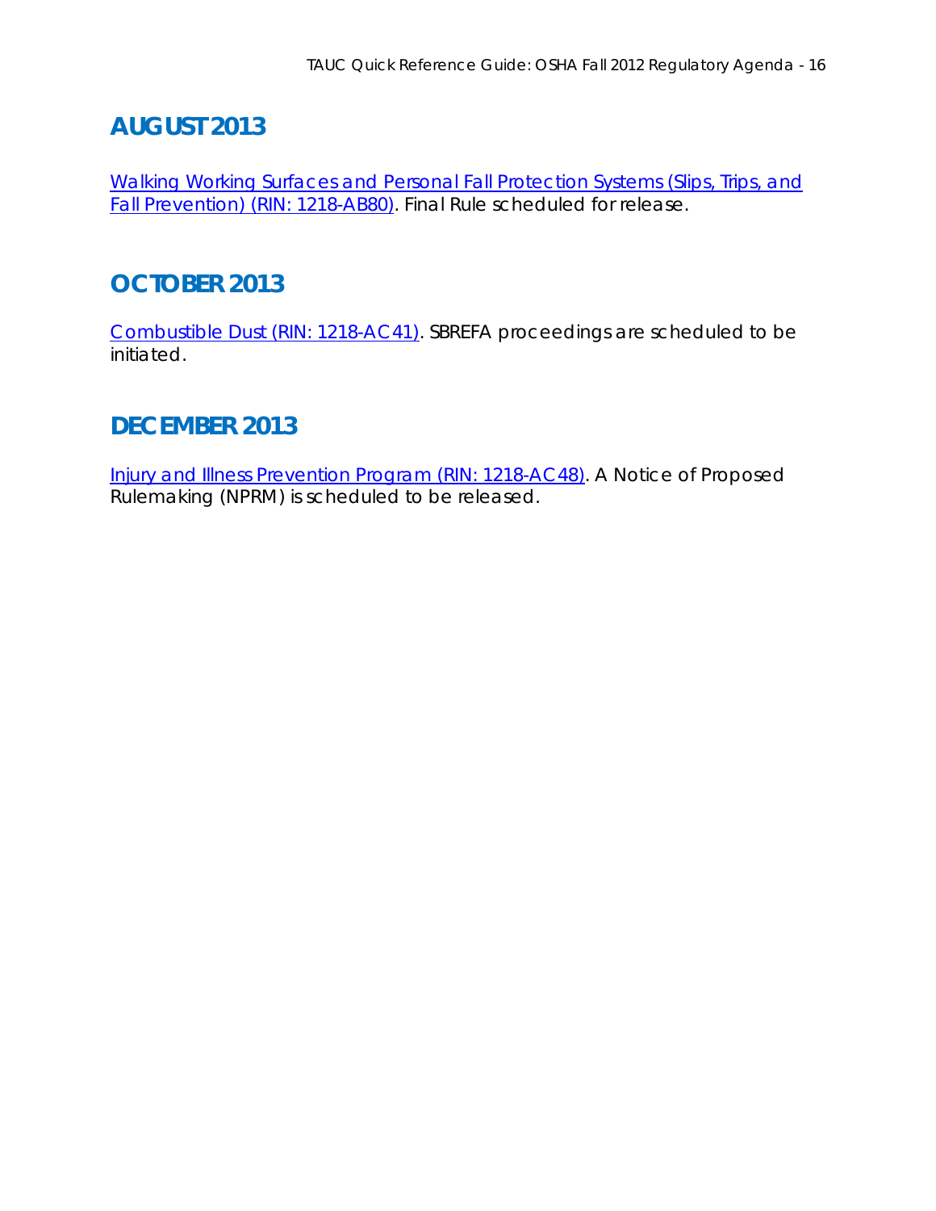## AUGUST 2013

Walking Working Surfaces and Personal Fall Protection Systems (Slips, Trips, and Fall Prevention) (RIN: 1218-AB80). Final Rule scheduled for release.

## OCTOBER 2013

Combustible Dust (RIN: 1218-AC41). SBREFA proceedings are scheduled to be initiated.

## DECEMBER 2013

Injury and Illness Prevention Program (RIN: 1218-AC48). A Notice of Proposed Rulemaking (NPRM) is scheduled to be released.